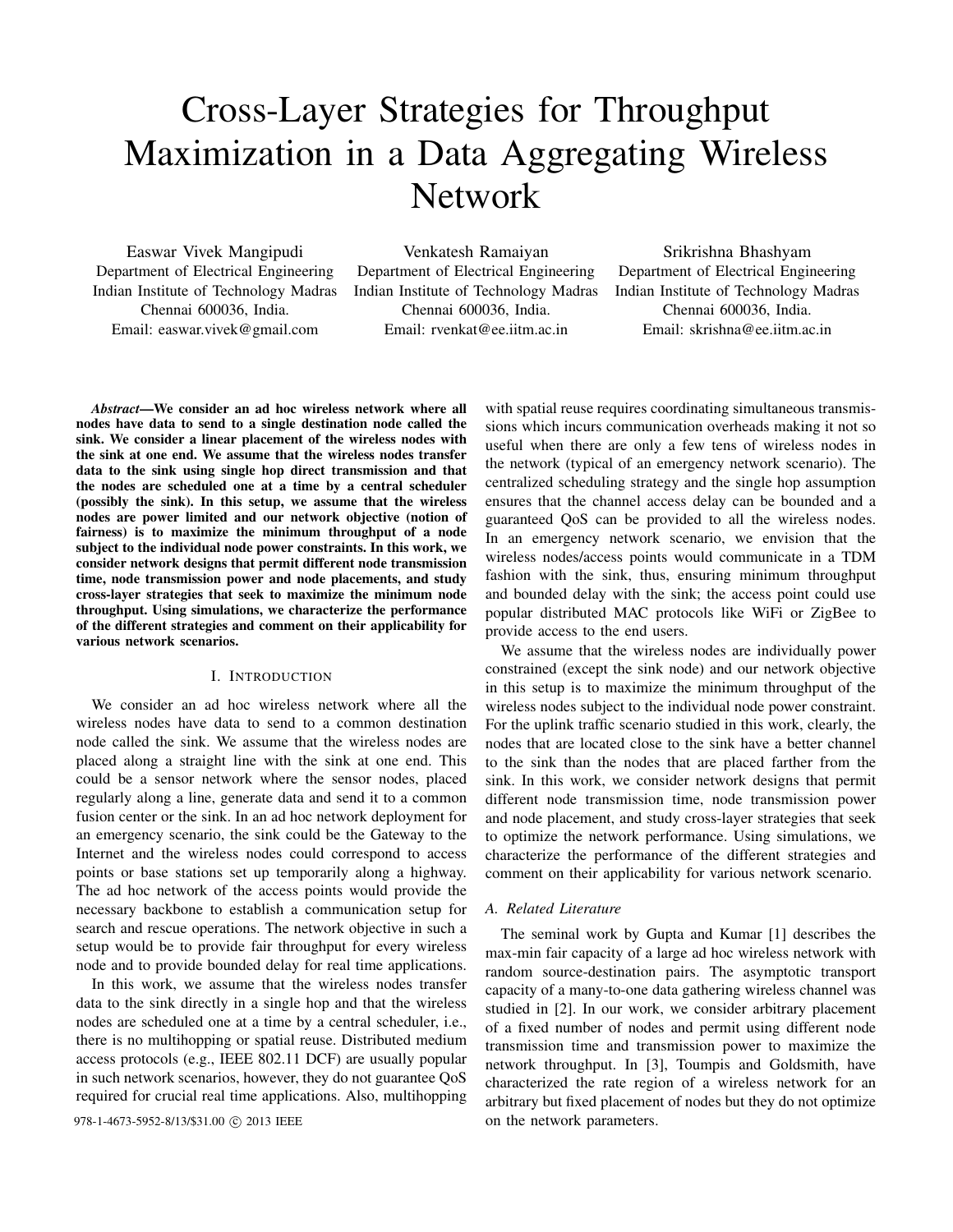# Cross-Layer Strategies for Throughput Maximization in a Data Aggregating Wireless Network

Easwar Vivek Mangipudi
Department of Electrical Engineering
Indian Institute of Technology Madras
Chennai 600036, India.
Email: easwar.vivek@gmail.com

Venkatesh Ramaiyan
Department of Electrical Engineering
Indian Institute of Technology Madras
Chennai 600036, India.
Email: rvenkat@ee.iitm.ac.in

Srikrishna Bhashyam
Department of Electrical Engineering
Indian Institute of Technology Madras
Chennai 600036, India.
Email: skrishna@ee.iitm.ac.in

***Abstract*—We consider an ad hoc wireless network where all nodes have data to send to a single destination node called the sink. We consider a linear placement of the wireless nodes with the sink at one end. We assume that the wireless nodes transfer data to the sink using single hop direct transmission and that the nodes are scheduled one at a time by a central scheduler (possibly the sink). In this setup, we assume that the wireless nodes are power limited and our network objective (notion of fairness) is to maximize the minimum throughput of a node subject to the individual node power constraints. In this work, we consider network designs that permit different node transmission time, node transmission power and node placements, and study cross-layer strategies that seek to maximize the minimum node throughput. Using simulations, we characterize the performance of the different strategies and comment on their applicability for various network scenarios.**

## I. Introduction

We consider an ad hoc wireless network where all the wireless nodes have data to send to a common destination node called the sink. We assume that the wireless nodes are placed along a straight line with the sink at one end. This could be a sensor network where the sensor nodes, placed regularly along a line, generate data and send it to a common fusion center or the sink. In an ad hoc network deployment for an emergency scenario, the sink could be the Gateway to the Internet and the wireless nodes could correspond to access points or base stations set up temporarily along a highway. The ad hoc network of the access points would provide the necessary backbone to establish a communication setup for search and rescue operations. The network objective in such a setup would be to provide fair throughput for every wireless node and to provide bounded delay for real time applications.

In this work, we assume that the wireless nodes transfer data to the sink directly in a single hop and that the wireless nodes are scheduled one at a time by a central scheduler, i.e., there is no multihopping or spatial reuse. Distributed medium access protocols (e.g., IEEE 802.11 DCF) are usually popular in such network scenarios, however, they do not guarantee QoS required for crucial real time applications. Also, multihopping with spatial reuse requires coordinating simultaneous transmissions which incurs communication overheads making it not so useful when there are only a few tens of wireless nodes in the network (typical of an emergency network scenario). The centralized scheduling strategy and the single hop assumption ensures that the channel access delay can be bounded and a guaranteed QoS can be provided to all the wireless nodes. In an emergency network scenario, we envision that the wireless nodes/access points would communicate in a TDM fashion with the sink, thus, ensuring minimum throughput and bounded delay with the sink; the access point could use popular distributed MAC protocols like WiFi or ZigBee to provide access to the end users.

We assume that the wireless nodes are individually power constrained (except the sink node) and our network objective in this setup is to maximize the minimum throughput of the wireless nodes subject to the individual node power constraint. For the uplink traffic scenario studied in this work, clearly, the nodes that are located close to the sink have a better channel to the sink than the nodes that are placed farther from the sink. In this work, we consider network designs that permit different node transmission time, node transmission power and node placement, and study cross-layer strategies that seek to optimize the network performance. Using simulations, we characterize the performance of the different strategies and comment on their applicability for various network scenario.

### A. Related Literature

The seminal work by Gupta and Kumar [1] describes the max-min fair capacity of a large ad hoc wireless network with random source-destination pairs. The asymptotic transport capacity of a many-to-one data gathering wireless channel was studied in [2]. In our work, we consider arbitrary placement of a fixed number of nodes and permit using different node transmission time and transmission power to maximize the network throughput. In [3], Toumpis and Goldsmith, have characterized the rate region of a wireless network for an arbitrary but fixed placement of nodes but they do not optimize on the network parameters.

978-1-4673-5952-8/13/$31.00 © 2013 IEEE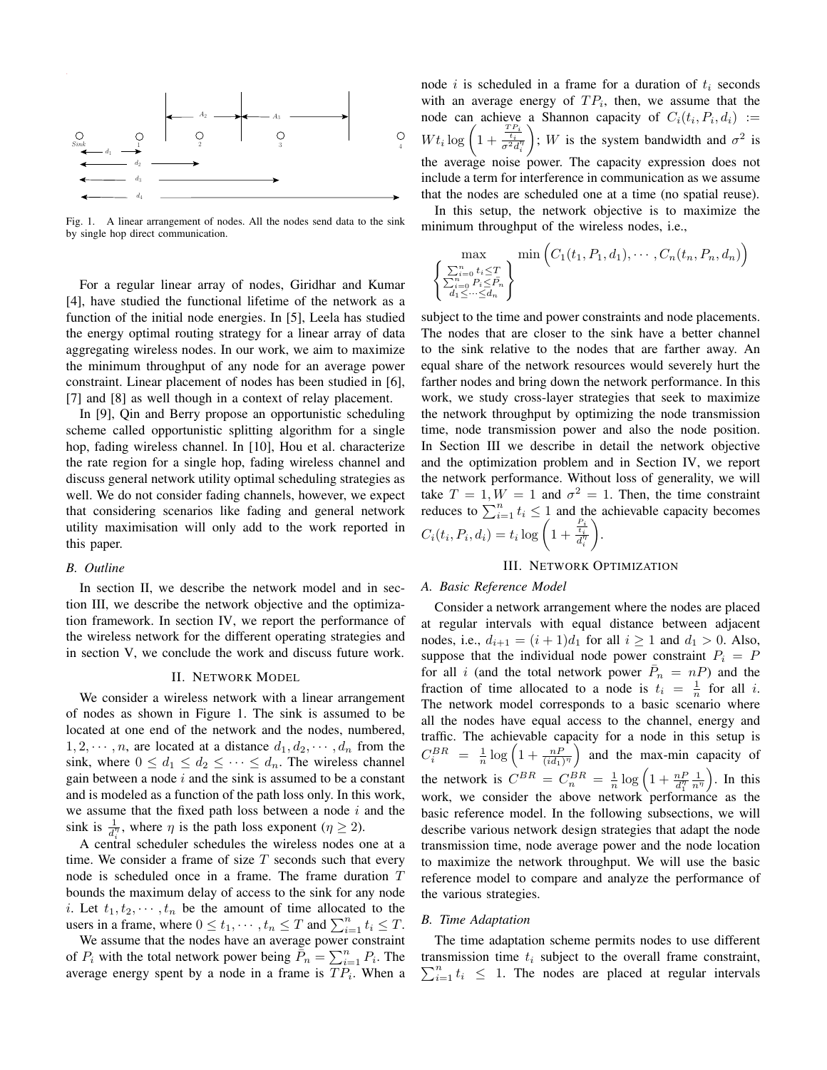Fig. 1. A linear arrangement of nodes. All the nodes send data to the sink by single hop direct communication.

For a regular linear array of nodes, Giridhar and Kumar [4], have studied the functional lifetime of the network as a function of the initial node energies. In [5], Leela has studied the energy optimal routing strategy for a linear array of data aggregating wireless nodes. In our work, we aim to maximize the minimum throughput of any node for an average power constraint. Linear placement of nodes has been studied in [6], [7] and [8] as well though in a context of relay placement.

In [9], Qin and Berry propose an opportunistic scheduling scheme called opportunistic splitting algorithm for a single hop, fading wireless channel. In [10], Hou et al. characterize the rate region for a single hop, fading wireless channel and discuss general network utility optimal scheduling strategies as well. We do not consider fading channels, however, we expect that considering scenarios like fading and general network utility maximisation will only add to the work reported in this paper.

### B. Outline

In section II, we describe the network model and in section III, we describe the network objective and the optimization framework. In section IV, we report the performance of the wireless network for the different operating strategies and in section V, we conclude the work and discuss future work.

## II. Network Model

We consider a wireless network with a linear arrangement of nodes as shown in Figure 1. The sink is assumed to be located at one end of the network and the nodes, numbered, $1, 2, \cdots, n$, are located at a distance $d_1, d_2, \cdots, d_n$ from the sink, where $0 \leq d_1 \leq d_2 \leq \cdots \leq d_n$. The wireless channel gain between a node $i$ and the sink is assumed to be a constant and is modeled as a function of the path loss only. In this work, we assume that the fixed path loss between a node $i$ and the sink is $\frac{1}{d_i^\eta}$, where $\eta$ is the path loss exponent ($\eta \geq 2$).

A central scheduler schedules the wireless nodes one at a time. We consider a frame of size $T$ seconds such that every node is scheduled once in a frame. The frame duration $T$ bounds the maximum delay of access to the sink for any node $i$. Let $t_1, t_2, \cdots, t_n$ be the amount of time allocated to the users in a frame, where $0 \leq t_1, \cdots, t_n \leq T$ and $\sum_{i=1}^n t_i \leq T$.

We assume that the nodes have an average power constraint of $P_i$ with the total network power being $\bar{P}_n = \sum_{i=1}^n P_i$. The average energy spent by a node in a frame is $TP_i$. When a node $i$ is scheduled in a frame for a duration of $t_i$ seconds with an average energy of $TP_i$, then, we assume that the node can achieve a Shannon capacity of $C_i(t_i, P_i, d_i) := Wt_i \log\left(1 + \frac{\frac{TP_i}{t_i}}{\sigma^2 d_i^\eta}\right)$; $W$ is the system bandwidth and $\sigma^2$ is the average noise power. The capacity expression does not include a term for interference in communication as we assume that the nodes are scheduled one at a time (no spatial reuse).

In this setup, the network objective is to maximize the minimum throughput of the wireless nodes, i.e.,

$$\max_{\left\{\substack{\sum_{i=0}^n t_i \leq T \\ \sum_{i=0}^n P_i \leq \bar{P}_n \\ d_1 \leq \cdots \leq d_n}\right\}} \min\Big(C_1(t_1, P_1, d_1), \cdots, C_n(t_n, P_n, d_n)\Big)$$

subject to the time and power constraints and node placements. The nodes that are closer to the sink have a better channel to the sink relative to the nodes that are farther away. An equal share of the network resources would severely hurt the farther nodes and bring down the network performance. In this work, we study cross-layer strategies that seek to maximize the network throughput by optimizing the node transmission time, node transmission power and also the node position. In Section III we describe in detail the network objective and the optimization problem and in Section IV, we report the network performance. Without loss of generality, we will take $T = 1, W = 1$ and $\sigma^2 = 1$. Then, the time constraint reduces to $\sum_{i=1}^n t_i \leq 1$ and the achievable capacity becomes $C_i(t_i, P_i, d_i) = t_i \log\left(1 + \frac{\frac{P_i}{t_i}}{d_i^\eta}\right)$.

## III. Network Optimization

### A. Basic Reference Model

Consider a network arrangement where the nodes are placed at regular intervals with equal distance between adjacent nodes, i.e., $d_{i+1} = (i+1)d_1$ for all $i \geq 1$ and $d_1 > 0$. Also, suppose that the individual node power constraint $P_i = P$ for all $i$ (and the total network power $\bar{P}_n = nP$) and the fraction of time allocated to a node is $t_i = \frac{1}{n}$ for all $i$. The network model corresponds to a basic scenario where all the nodes have equal access to the channel, energy and traffic. The achievable capacity for a node in this setup is $C_i^{BR} = \frac{1}{n} \log\left(1 + \frac{nP}{(id_1)^\eta}\right)$ and the max-min capacity of the network is $C^{BR} = C_n^{BR} = \frac{1}{n} \log\left(1 + \frac{nP}{d_1^\eta} \frac{1}{n^\eta}\right)$. In this work, we consider the above network performance as the basic reference model. In the following subsections, we will describe various network design strategies that adapt the node transmission time, node average power and the node location to maximize the network throughput. We will use the basic reference model to compare and analyze the performance of the various strategies.

### B. Time Adaptation

The time adaptation scheme permits nodes to use different transmission time $t_i$ subject to the overall frame constraint, $\sum_{i=1}^n t_i \leq 1$. The nodes are placed at regular intervals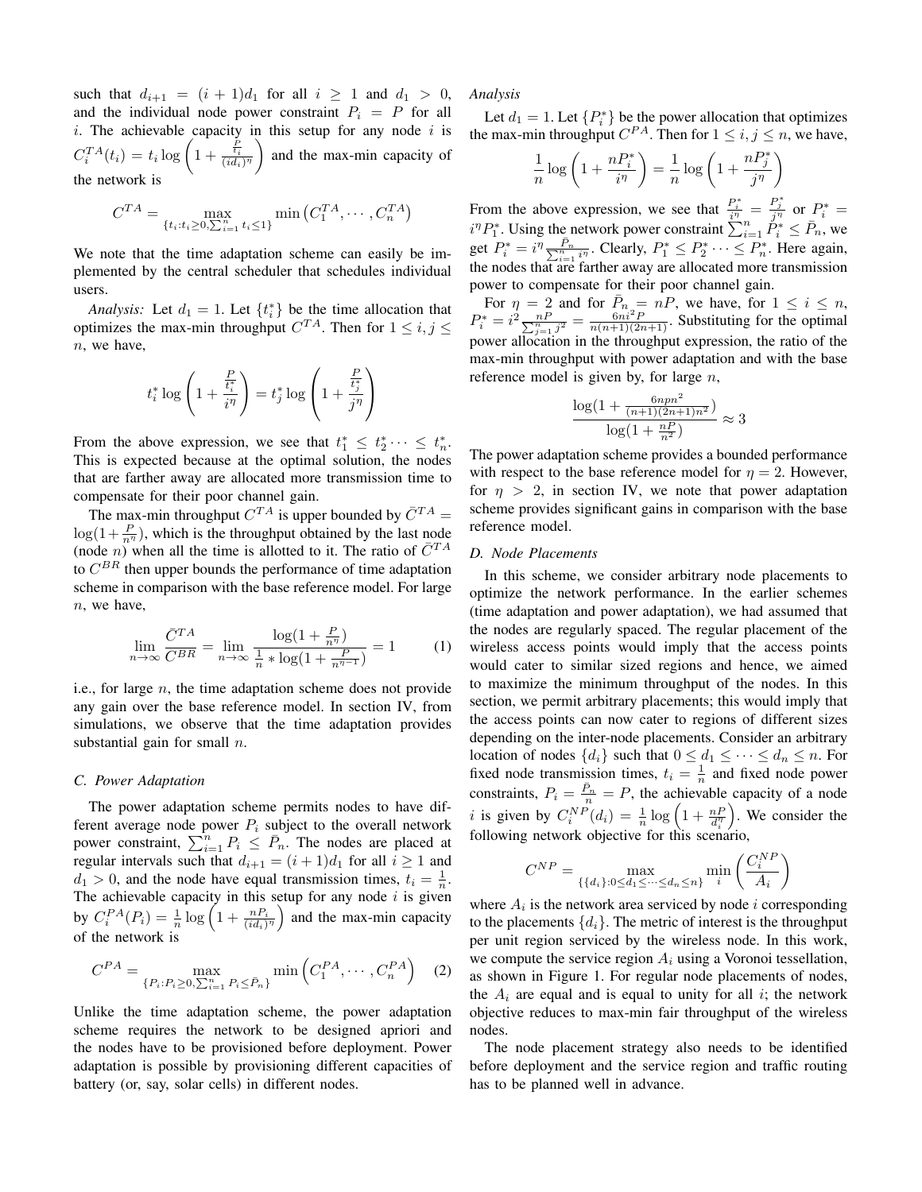such that $d_{i+1} = (i+1)d_1$ for all $i \geq 1$ and $d_1 > 0$, and the individual node power constraint $P_i = P$ for all $i$. The achievable capacity in this setup for any node $i$ is $C_i^{TA}(t_i) = t_i \log\left(1 + \frac{\frac{P}{t_i}}{(id_i)^\eta}\right)$ and the max-min capacity of the network is

$$C^{TA} = \max_{\{t_i : t_i \geq 0, \sum_{i=1}^n t_i \leq 1\}} \min\left(C_1^{TA}, \cdots, C_n^{TA}\right)$$

We note that the time adaptation scheme can easily be implemented by the central scheduler that schedules individual users.

*Analysis:* Let $d_1 = 1$. Let $\{t_i^*\}$ be the time allocation that optimizes the max-min throughput $C^{TA}$. Then for $1 \leq i, j \leq n$, we have,

$$t_i^* \log\left(1 + \frac{\frac{P}{t_i^*}}{i^\eta}\right) = t_j^* \log\left(1 + \frac{\frac{P}{t_j^*}}{j^\eta}\right)$$

From the above expression, we see that $t_1^* \leq t_2^* \cdots \leq t_n^*$. This is expected because at the optimal solution, the nodes that are farther away are allocated more transmission time to compensate for their poor channel gain.

The max-min throughput $C^{TA}$ is upper bounded by $\bar{C}^{TA} = \log(1 + \frac{P}{n^\eta})$, which is the throughput obtained by the last node (node $n$) when all the time is allotted to it. The ratio of $\bar{C}^{TA}$ to $C^{BR}$ then upper bounds the performance of time adaptation scheme in comparison with the base reference model. For large $n$, we have,

$$\lim_{n\to\infty} \frac{\bar{C}^{TA}}{C^{BR}} = \lim_{n\to\infty} \frac{\log(1 + \frac{P}{n^\eta})}{\frac{1}{n} * \log(1 + \frac{P}{n^{\eta-1}})} = 1 \quad (1)$$

i.e., for large $n$, the time adaptation scheme does not provide any gain over the base reference model. In section IV, from simulations, we observe that the time adaptation provides substantial gain for small $n$.

### C. Power Adaptation

The power adaptation scheme permits nodes to have different average node power $P_i$ subject to the overall network power constraint, $\sum_{i=1}^n P_i \leq \bar{P}_n$. The nodes are placed at regular intervals such that $d_{i+1} = (i+1)d_1$ for all $i \geq 1$ and $d_1 > 0$, and the node have equal transmission times, $t_i = \frac{1}{n}$. The achievable capacity in this setup for any node $i$ is given by $C_i^{PA}(P_i) = \frac{1}{n}\log\left(1 + \frac{nP_i}{(id_i)^\eta}\right)$ and the max-min capacity of the network is

$$C^{PA} = \max_{\{P_i : P_i \geq 0, \sum_{i=1}^n P_i \leq \bar{P}_n\}} \min\left(C_1^{PA}, \cdots, C_n^{PA}\right) \quad (2)$$

Unlike the time adaptation scheme, the power adaptation scheme requires the network to be designed apriori and the nodes have to be provisioned before deployment. Power adaptation is possible by provisioning different capacities of battery (or, say, solar cells) in different nodes.

*Analysis*

Let $d_1 = 1$. Let $\{P_i^*\}$ be the power allocation that optimizes the max-min throughput $C^{PA}$. Then for $1 \leq i, j \leq n$, we have,

$$\frac{1}{n}\log\left(1 + \frac{nP_i^*}{i^\eta}\right) = \frac{1}{n}\log\left(1 + \frac{nP_j^*}{j^\eta}\right)$$

From the above expression, we see that $\frac{P_i^*}{i^\eta} = \frac{P_j^*}{j^\eta}$ or $P_i^* = i^\eta P_1^*$. Using the network power constraint $\sum_{i=1}^n P_i^* \leq \bar{P}_n$, we get $P_i^* = i^\eta \frac{\bar{P}_n}{\sum_{i=1}^n i^\eta}$. Clearly, $P_1^* \leq P_2^* \cdots \leq P_n^*$. Here again, the nodes that are farther away are allocated more transmission power to compensate for their poor channel gain.

For $\eta = 2$ and for $\bar{P}_n = nP$, we have, for $1 \leq i \leq n$, $P_i^* = i^2 \frac{nP}{\sum_{j=1}^n j^2} = \frac{6ni^2P}{n(n+1)(2n+1)}$. Substituting for the optimal power allocation in the throughput expression, the ratio of the max-min throughput with power adaptation and with the base reference model is given by, for large $n$,

$$\frac{\log(1 + \frac{6npn^2}{(n+1)(2n+1)n^2})}{\log(1 + \frac{nP}{n^2})} \approx 3$$

The power adaptation scheme provides a bounded performance with respect to the base reference model for $\eta = 2$. However, for $\eta > 2$, in section IV, we note that power adaptation scheme provides significant gains in comparison with the base reference model.

### D. Node Placements

In this scheme, we consider arbitrary node placements to optimize the network performance. In the earlier schemes (time adaptation and power adaptation), we had assumed that the nodes are regularly spaced. The regular placement of the wireless access points would imply that the access points would cater to similar sized regions and hence, we aimed to maximize the minimum throughput of the nodes. In this section, we permit arbitrary placements; this would imply that the access points can now cater to regions of different sizes depending on the inter-node placements. Consider an arbitrary location of nodes $\{d_i\}$ such that $0 \leq d_1 \leq \cdots \leq d_n \leq n$. For fixed node transmission times, $t_i = \frac{1}{n}$ and fixed node power constraints, $P_i = \frac{\bar{P}_n}{n} = P$, the achievable capacity of a node $i$ is given by $C_i^{NP}(d_i) = \frac{1}{n}\log\left(1 + \frac{nP}{d_i^\eta}\right)$. We consider the following network objective for this scenario,

$$C^{NP} = \max_{\{\{d_i\} : 0 \leq d_1 \leq \cdots \leq d_n \leq n\}} \min_i \left(\frac{C_i^{NP}}{A_i}\right)$$

where $A_i$ is the network area serviced by node $i$ corresponding to the placements $\{d_i\}$. The metric of interest is the throughput per unit region serviced by the wireless node. In this work, we compute the service region $A_i$ using a Voronoi tessellation, as shown in Figure 1. For regular node placements of nodes, the $A_i$ are equal and is equal to unity for all $i$; the network objective reduces to max-min fair throughput of the wireless nodes.

The node placement strategy also needs to be identified before deployment and the service region and traffic routing has to be planned well in advance.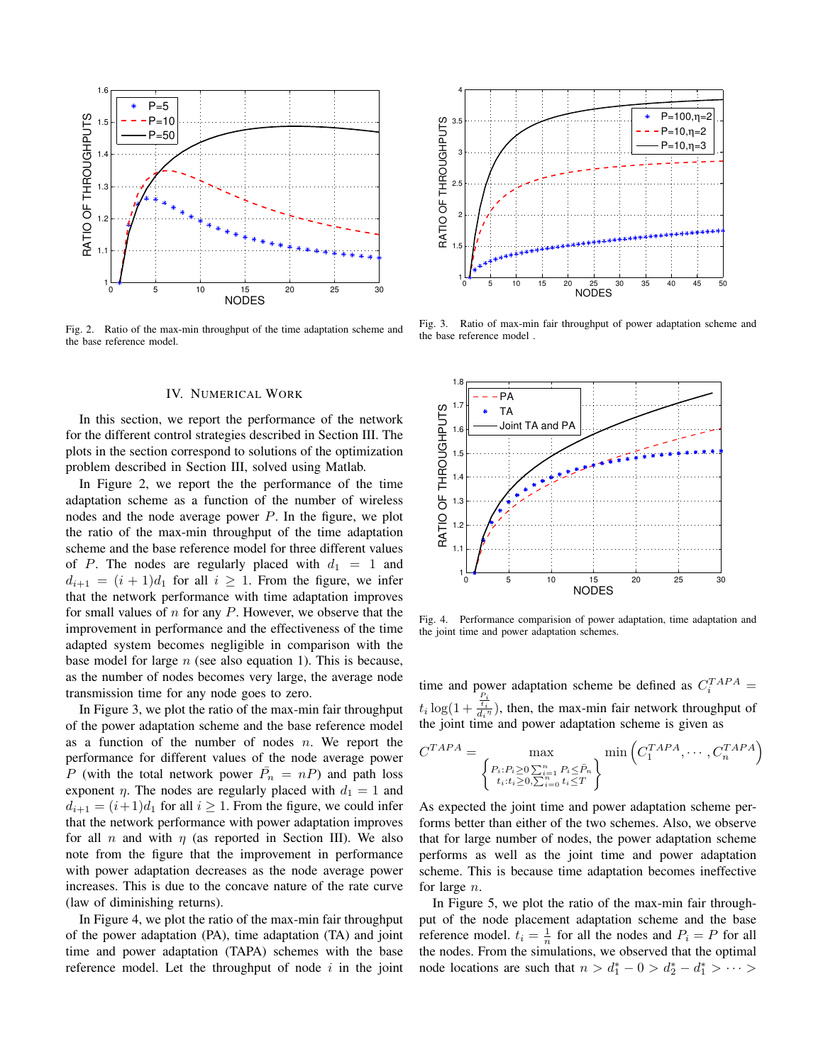Fig. 2. Ratio of the max-min throughput of the time adaptation scheme and the base reference model.

Fig. 3. Ratio of max-min fair throughput of power adaptation scheme and the base reference model .

## IV. Numerical Work

In this section, we report the performance of the network for the different control strategies described in Section III. The plots in the section correspond to solutions of the optimization problem described in Section III, solved using Matlab.

In Figure 2, we report the the performance of the time adaptation scheme as a function of the number of wireless nodes and the node average power $P$. In the figure, we plot the ratio of the max-min throughput of the time adaptation scheme and the base reference model for three different values of $P$. The nodes are regularly placed with $d_1 = 1$ and $d_{i+1} = (i+1)d_1$ for all $i \geq 1$. From the figure, we infer that the network performance with time adaptation improves for small values of $n$ for any $P$. However, we observe that the improvement in performance and the effectiveness of the time adapted system becomes negligible in comparison with the base model for large $n$ (see also equation 1). This is because, as the number of nodes becomes very large, the average node transmission time for any node goes to zero.

In Figure 3, we plot the ratio of the max-min fair throughput of the power adaptation scheme and the base reference model as a function of the number of nodes $n$. We report the performance for different values of the node average power $P$ (with the total network power $\bar{P}_n = nP$) and path loss exponent $\eta$. The nodes are regularly placed with $d_1 = 1$ and $d_{i+1} = (i+1)d_1$ for all $i \geq 1$. From the figure, we could infer that the network performance with power adaptation improves for all $n$ and with $\eta$ (as reported in Section III). We also note from the figure that the improvement in performance with power adaptation decreases as the node average power increases. This is due to the concave nature of the rate curve (law of diminishing returns).

In Figure 4, we plot the ratio of the max-min fair throughput of the power adaptation (PA), time adaptation (TA) and joint time and power adaptation (TAPA) schemes with the base reference model. Let the throughput of node $i$ in the joint time and power adaptation scheme be defined as $C_i^{TAPA} = t_i \log(1 + \frac{\frac{P_i}{t_i}}{d_i^{\eta}})$, then, the max-min fair network throughput of the joint time and power adaptation scheme is given as

$$C^{TAPA} = \max_{\left\{ \substack{P_i : P_i \geq 0 \sum_{i=1}^{n} P_i \leq \bar{P}_n \\ t_i : t_i \geq 0, \sum_{i=0}^{n} t_i \leq T} \right\}} \min \left( C_1^{TAPA}, \cdots, C_n^{TAPA} \right)$$

Fig. 4. Performance comparision of power adaptation, time adaptation and the joint time and power adaptation schemes.

As expected the joint time and power adaptation scheme performs better than either of the two schemes. Also, we observe that for large number of nodes, the power adaptation scheme performs as well as the joint time and power adaptation scheme. This is because time adaptation becomes ineffective for large $n$.

In Figure 5, we plot the ratio of the max-min fair throughput of the node placement adaptation scheme and the base reference model. $t_i = \frac{1}{n}$ for all the nodes and $P_i = P$ for all the nodes. From the simulations, we observed that the optimal node locations are such that $n > d_1^* - 0 > d_2^* - d_1^* > \cdots >$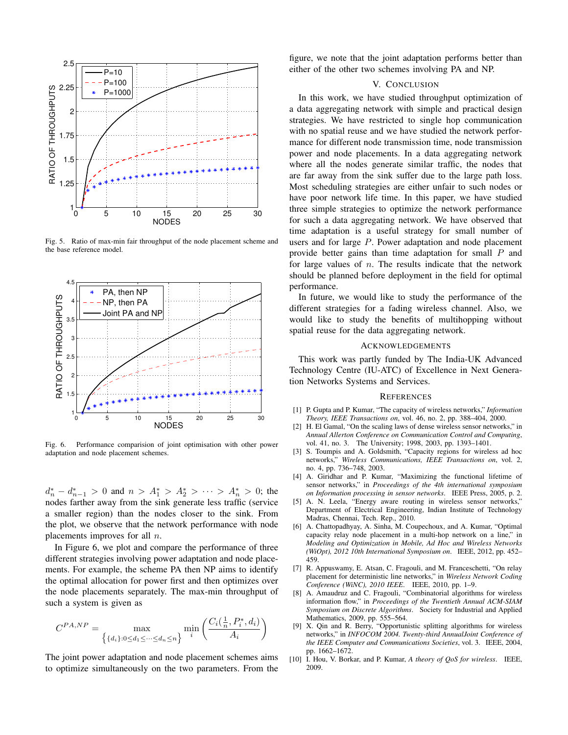2.5
2.25
2
1.75
1.5
1.25
1
RATIO OF THROUGHPUTS
0 5 10 15 20 25 30
NODES
P=10
P=100
P=1000

Fig. 5. Ratio of max-min fair throughput of the node placement scheme and the base reference model.

4.5
4
3.5
3
2.5
2
1.5
1
RATIO OF THROUGHPUTS
0 5 10 15 20 25 30
NODES
PA, then NP
NP, then PA
Joint PA and NP

Fig. 6. Performance comparision of joint optimisation with other power adaptation and node placement schemes.

$d_n^* - d_{n-1}^* > 0$ and $n > A_1^* > A_2^* > \cdots > A_n^* > 0$; the nodes farther away from the sink generate less traffic (service a smaller region) than the nodes closer to the sink. From the plot, we observe that the network performance with node placements improves for all $n$.

In Figure 6, we plot and compare the performance of three different strategies involving power adaptation and node placements. For example, the scheme PA then NP aims to identify the optimal allocation for power first and then optimizes over the node placements separately. The max-min throughput of such a system is given as

$$C^{PA,NP} = \max_{\left\{\{d_i\}: 0 \le d_1 \le \cdots \le d_n \le n\right\}} \min_i \left( \frac{C_i(\frac{1}{n}, P_i^*, d_i)}{A_i} \right)$$

The joint power adaptation and node placement schemes aims to optimize simultaneously on the two parameters. From the figure, we note that the joint adaptation performs better than either of the other two schemes involving PA and NP.

## V. Conclusion

In this work, we have studied throughput optimization of a data aggregating network with simple and practical design strategies. We have restricted to single hop communication with no spatial reuse and we have studied the network performance for different node transmission time, node transmission power and node placements. In a data aggregating network where all the nodes generate similar traffic, the nodes that are far away from the sink suffer due to the large path loss. Most scheduling strategies are either unfair to such nodes or have poor network life time. In this paper, we have studied three simple strategies to optimize the network performance for such a data aggregating network. We have observed that time adaptation is a useful strategy for small number of users and for large $P$. Power adaptation and node placement provide better gains than time adaptation for small $P$ and for large values of $n$. The results indicate that the network should be planned before deployment in the field for optimal performance.

In future, we would like to study the performance of the different strategies for a fading wireless channel. Also, we would like to study the benefits of multihopping without spatial reuse for the data aggregating network.

## Acknowledgements

This work was partly funded by The India-UK Advanced Technology Centre (IU-ATC) of Excellence in Next Generation Networks Systems and Services.

## References

[1] P. Gupta and P. Kumar, "The capacity of wireless networks," *Information Theory, IEEE Transactions on*, vol. 46, no. 2, pp. 388–404, 2000.

[2] H. El Gamal, "On the scaling laws of dense wireless sensor networks," in *Annual Allerton Conference on Communication Control and Computing*, vol. 41, no. 3. The University; 1998, 2003, pp. 1393–1401.

[3] S. Toumpis and A. Goldsmith, "Capacity regions for wireless ad hoc networks," *Wireless Communications, IEEE Transactions on*, vol. 2, no. 4, pp. 736–748, 2003.

[4] A. Giridhar and P. Kumar, "Maximizing the functional lifetime of sensor networks," in *Proceedings of the 4th international symposium on Information processing in sensor networks*. IEEE Press, 2005, p. 2.

[5] A. N. Leela, "Energy aware routing in wireless sensor networks," Department of Electrical Engineering, Indian Institute of Technology Madras, Chennai, Tech. Rep., 2010.

[6] A. Chattopadhyay, A. Sinha, M. Coupechoux, and A. Kumar, "Optimal capacity relay node placement in a multi-hop network on a line," in *Modeling and Optimization in Mobile, Ad Hoc and Wireless Networks (WiOpt), 2012 10th International Symposium on*. IEEE, 2012, pp. 452–459.

[7] R. Appuswamy, E. Atsan, C. Fragouli, and M. Franceschetti, "On relay placement for deterministic line networks," in *Wireless Network Coding Conference (WiNC), 2010 IEEE*. IEEE, 2010, pp. 1–9.

[8] A. Amaudruz and C. Fragouli, "Combinatorial algorithms for wireless information flow," in *Proceedings of the Twentieth Annual ACM-SIAM Symposium on Discrete Algorithms*. Society for Industrial and Applied Mathematics, 2009, pp. 555–564.

[9] X. Qin and R. Berry, "Opportunistic splitting algorithms for wireless networks," in *INFOCOM 2004. Twenty-third AnnualJoint Conference of the IEEE Computer and Communications Societies*, vol. 3. IEEE, 2004, pp. 1662–1672.

[10] I. Hou, V. Borkar, and P. Kumar, *A theory of QoS for wireless*. IEEE, 2009.